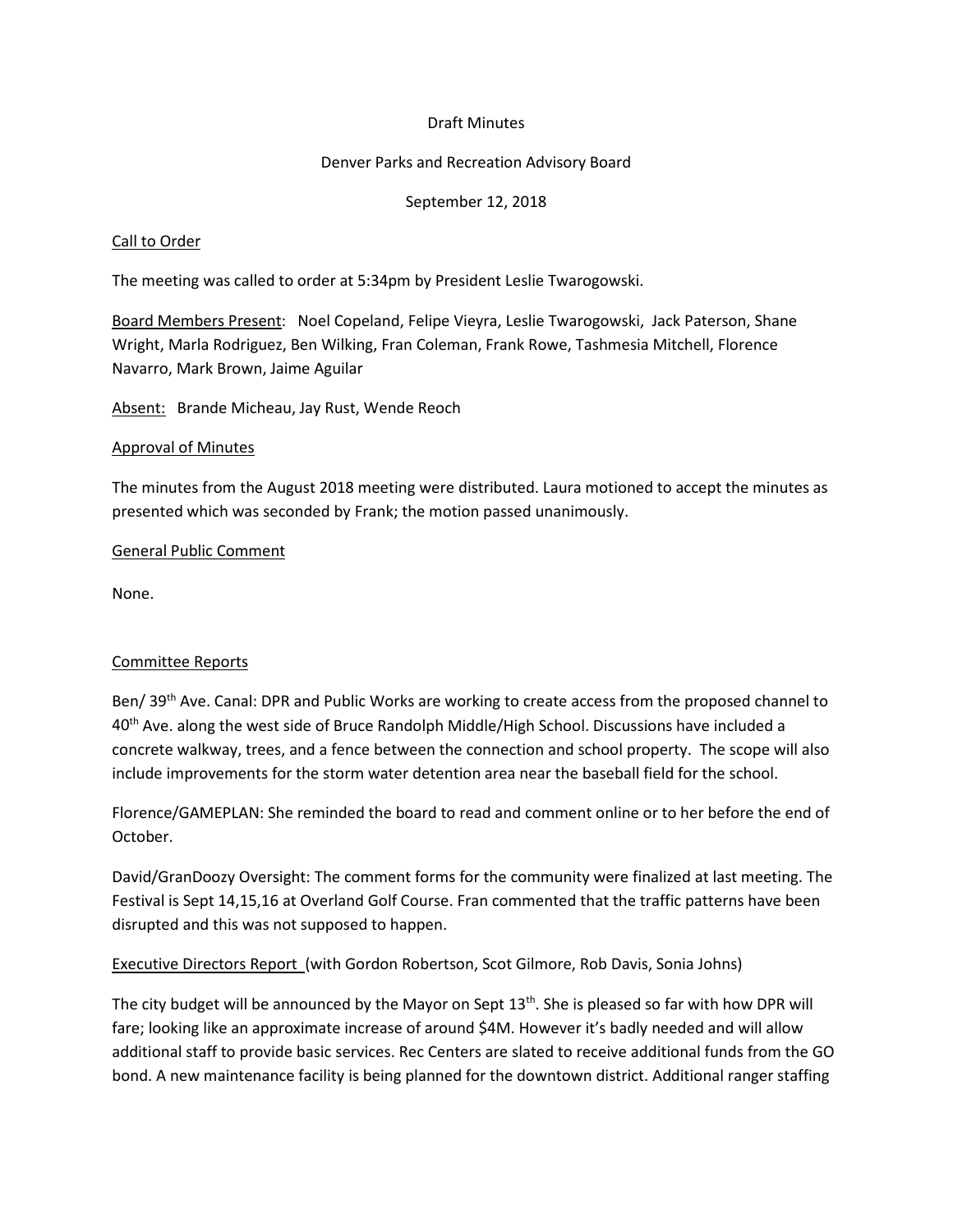Draft Minutes

Denver Parks and Recreation Advisory Board

September 12, 2018

Call to Order

The meeting was called to order at 5:34pm by President Leslie Twarogowski.

Board Members Present: Noel Copeland, Felipe Vieyra, Leslie Twarogowski, Jack Paterson, Shane Wright, Marla Rodriguez, Ben Wilking, Fran Coleman, Frank Rowe, Tashmesia Mitchell, Florence Navarro, Mark Brown, Jaime Aguilar

Absent: Brande Micheau, Jay Rust, Wende Reoch

Approval of Minutes

The minutes from the August 2018 meeting were distributed. Laura motioned to accept the minutes as presented which was seconded by Frank; the motion passed unanimously.

General Public Comment

None.

Committee Reports

Ben/ 39th Ave. Canal: DPR and Public Works are working to create access from the proposed channel to 40th Ave. along the west side of Bruce Randolph Middle/High School. Discussions have included a concrete walkway, trees, and a fence between the connection and school property. The scope will also include improvements for the storm water detention area near the baseball field for the school.

Florence/GAMEPLAN: She reminded the board to read and comment online or to her before the end of October.

David/GranDoozy Oversight: The comment forms for the community were finalized at last meeting. The Festival is Sept 14,15,16 at Overland Golf Course. Fran commented that the traffic patterns have been disrupted and this was not supposed to happen.

Executive Directors Report (with Gordon Robertson, Scot Gilmore, Rob Davis, Sonia Johns)

The city budget will be announced by the Mayor on Sept 13th. She is pleased so far with how DPR will fare; looking like an approximate increase of around $4M. However it's badly needed and will allow additional staff to provide basic services. Rec Centers are slated to receive additional funds from the GO bond. A new maintenance facility is being planned for the downtown district. Additional ranger staffing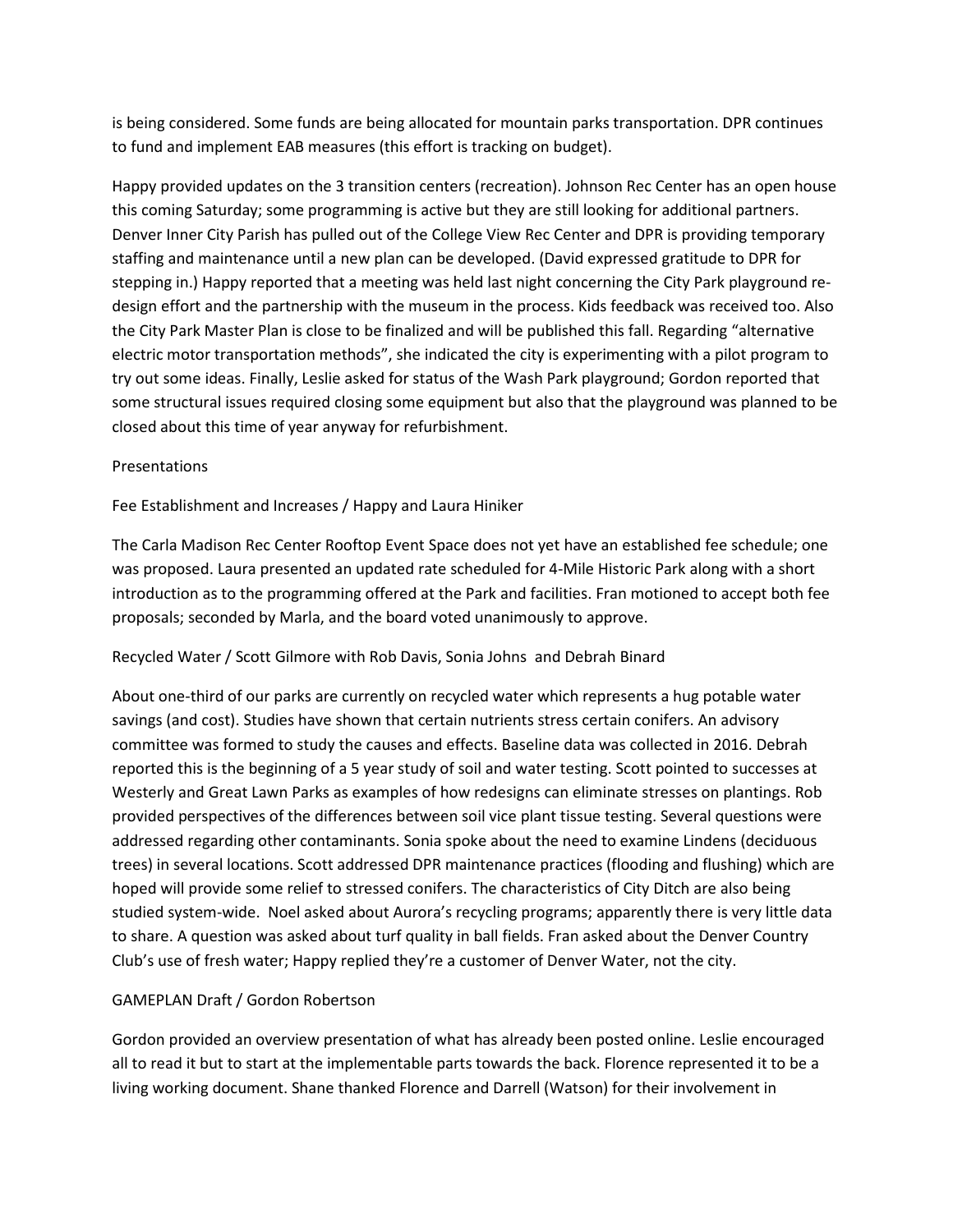is being considered. Some funds are being allocated for mountain parks transportation. DPR continues to fund and implement EAB measures (this effort is tracking on budget).

Happy provided updates on the 3 transition centers (recreation). Johnson Rec Center has an open house this coming Saturday; some programming is active but they are still looking for additional partners. Denver Inner City Parish has pulled out of the College View Rec Center and DPR is providing temporary staffing and maintenance until a new plan can be developed. (David expressed gratitude to DPR for stepping in.) Happy reported that a meeting was held last night concerning the City Park playground re-design effort and the partnership with the museum in the process. Kids feedback was received too. Also the City Park Master Plan is close to be finalized and will be published this fall. Regarding "alternative electric motor transportation methods", she indicated the city is experimenting with a pilot program to try out some ideas. Finally, Leslie asked for status of the Wash Park playground; Gordon reported that some structural issues required closing some equipment but also that the playground was planned to be closed about this time of year anyway for refurbishment.

## Presentations

### Fee Establishment and Increases / Happy and Laura Hiniker

The Carla Madison Rec Center Rooftop Event Space does not yet have an established fee schedule; one was proposed. Laura presented an updated rate scheduled for 4-Mile Historic Park along with a short introduction as to the programming offered at the Park and facilities. Fran motioned to accept both fee proposals; seconded by Marla, and the board voted unanimously to approve.

### Recycled Water / Scott Gilmore with Rob Davis, Sonia Johns and Debrah Binard

About one-third of our parks are currently on recycled water which represents a hug potable water savings (and cost). Studies have shown that certain nutrients stress certain conifers. An advisory committee was formed to study the causes and effects. Baseline data was collected in 2016. Debrah reported this is the beginning of a 5 year study of soil and water testing. Scott pointed to successes at Westerly and Great Lawn Parks as examples of how redesigns can eliminate stresses on plantings. Rob provided perspectives of the differences between soil vice plant tissue testing. Several questions were addressed regarding other contaminants. Sonia spoke about the need to examine Lindens (deciduous trees) in several locations. Scott addressed DPR maintenance practices (flooding and flushing) which are hoped will provide some relief to stressed conifers. The characteristics of City Ditch are also being studied system-wide. Noel asked about Aurora's recycling programs; apparently there is very little data to share. A question was asked about turf quality in ball fields. Fran asked about the Denver Country Club's use of fresh water; Happy replied they're a customer of Denver Water, not the city.

### GAMEPLAN Draft / Gordon Robertson

Gordon provided an overview presentation of what has already been posted online. Leslie encouraged all to read it but to start at the implementable parts towards the back. Florence represented it to be a living working document. Shane thanked Florence and Darrell (Watson) for their involvement in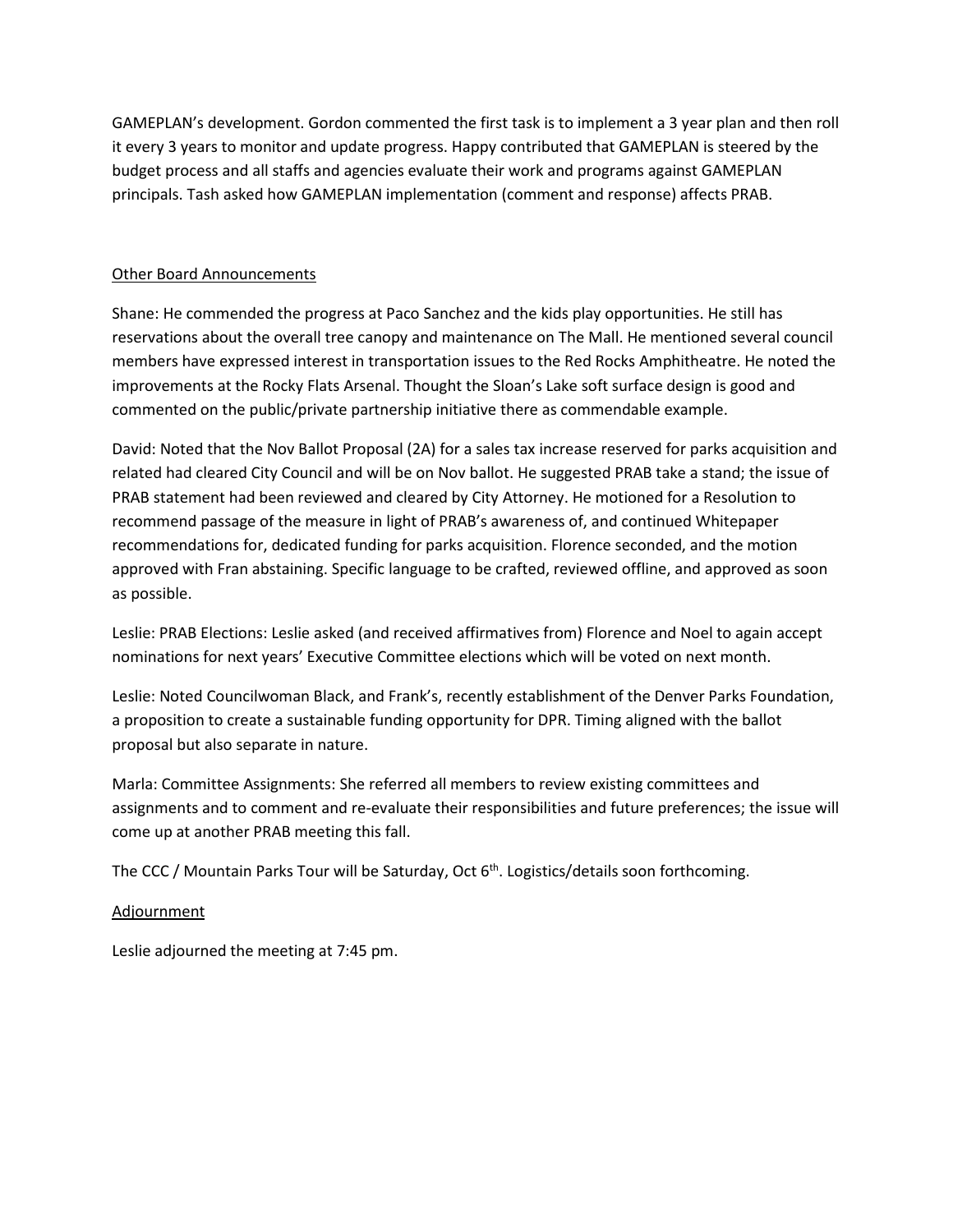GAMEPLAN's development. Gordon commented the first task is to implement a 3 year plan and then roll it every 3 years to monitor and update progress. Happy contributed that GAMEPLAN is steered by the budget process and all staffs and agencies evaluate their work and programs against GAMEPLAN principals. Tash asked how GAMEPLAN implementation (comment and response) affects PRAB.

<u>Other Board Announcements</u>

Shane: He commended the progress at Paco Sanchez and the kids play opportunities. He still has reservations about the overall tree canopy and maintenance on The Mall. He mentioned several council members have expressed interest in transportation issues to the Red Rocks Amphitheatre. He noted the improvements at the Rocky Flats Arsenal. Thought the Sloan's Lake soft surface design is good and commented on the public/private partnership initiative there as commendable example.

David: Noted that the Nov Ballot Proposal (2A) for a sales tax increase reserved for parks acquisition and related had cleared City Council and will be on Nov ballot. He suggested PRAB take a stand; the issue of PRAB statement had been reviewed and cleared by City Attorney. He motioned for a Resolution to recommend passage of the measure in light of PRAB's awareness of, and continued Whitepaper recommendations for, dedicated funding for parks acquisition. Florence seconded, and the motion approved with Fran abstaining. Specific language to be crafted, reviewed offline, and approved as soon as possible.

Leslie: PRAB Elections: Leslie asked (and received affirmatives from) Florence and Noel to again accept nominations for next years' Executive Committee elections which will be voted on next month.

Leslie: Noted Councilwoman Black, and Frank's, recently establishment of the Denver Parks Foundation, a proposition to create a sustainable funding opportunity for DPR. Timing aligned with the ballot proposal but also separate in nature.

Marla: Committee Assignments: She referred all members to review existing committees and assignments and to comment and re-evaluate their responsibilities and future preferences; the issue will come up at another PRAB meeting this fall.

The CCC / Mountain Parks Tour will be Saturday, Oct 6th. Logistics/details soon forthcoming.

<u>Adjournment</u>

Leslie adjourned the meeting at 7:45 pm.